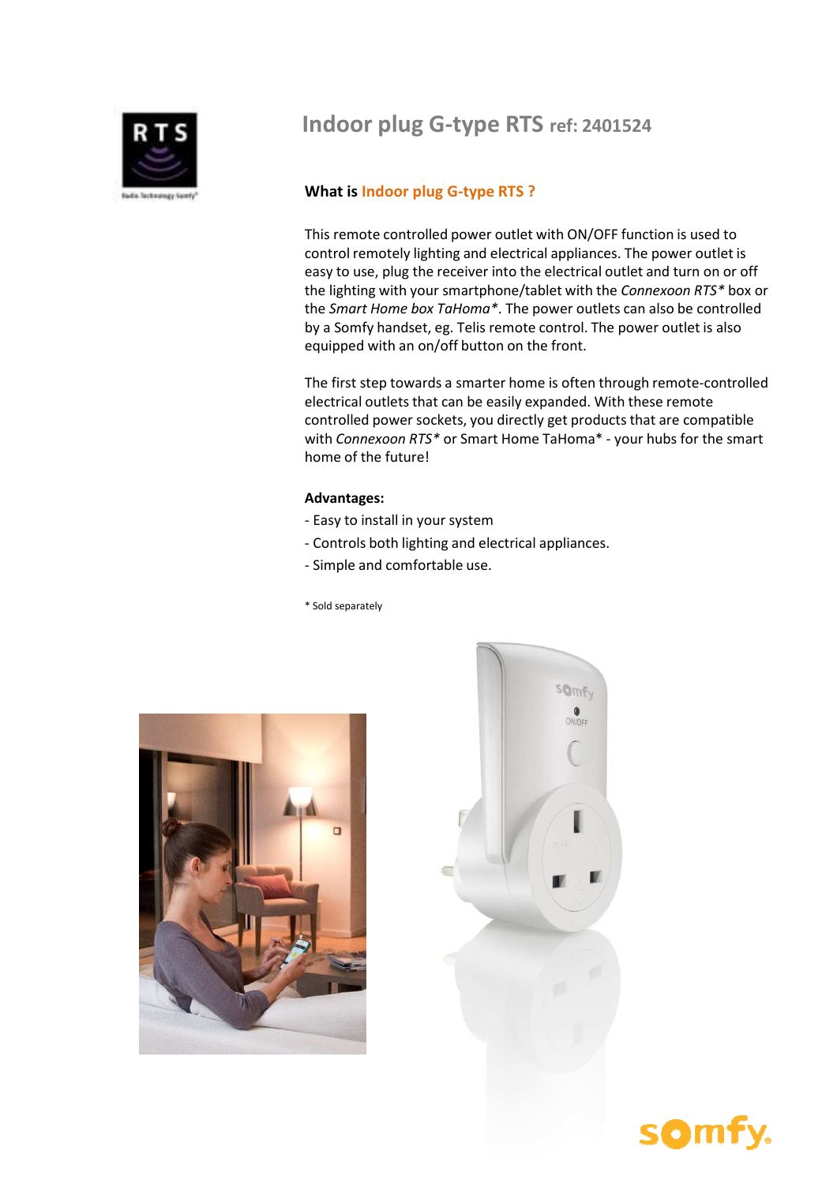# Indoor plug G-type RTS ref: 2401524

## What is Indoor plug G-type RTS ?

This remote controlled power outlet with ON/OFF function is used to control remotely lighting and electrical appliances. The power outlet is easy to use, plug the receiver into the electrical outlet and turn on or off the lighting with your smartphone/tablet with the *Connexoon RTS** box or the *Smart Home box TaHoma**. The power outlets can also be controlled by a Somfy handset, eg. Telis remote control. The power outlet is also equipped with an on/off button on the front.

The first step towards a smarter home is often through remote-controlled electrical outlets that can be easily expanded. With these remote controlled power sockets, you directly get products that are compatible with *Connexoon RTS** or Smart Home TaHoma* - your hubs for the smart home of the future!

**Advantages:**

- Easy to install in your system
- Controls both lighting and electrical appliances.
- Simple and comfortable use.

* Sold separately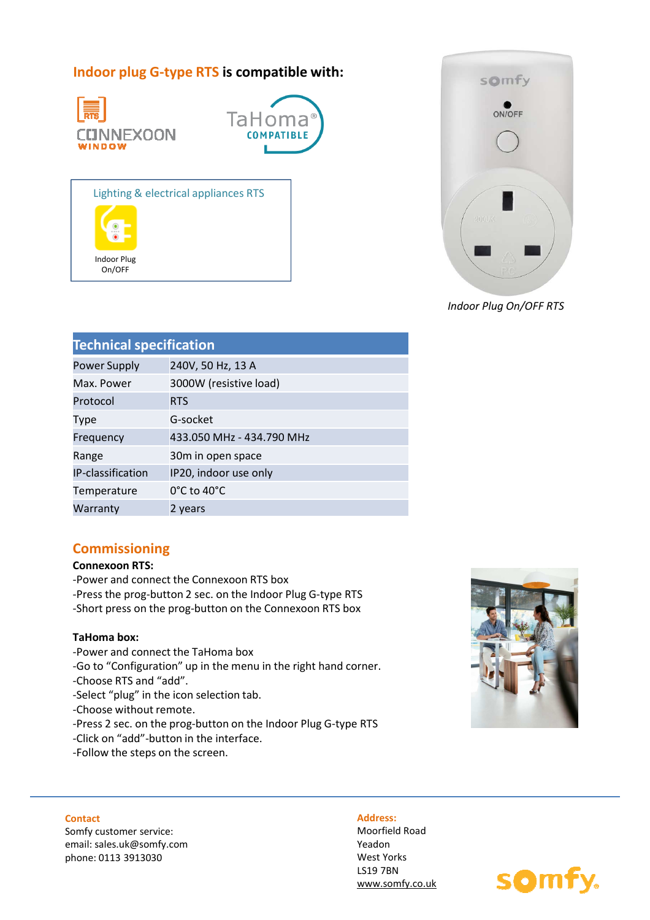## Indoor plug G-type RTS is compatible with:

CONNEXOON WINDOW

TaHoma® COMPATIBLE

Lighting & electrical appliances RTS

Indoor Plug On/OFF

*Indoor Plug On/OFF RTS*

| Technical specification | |
|---|---|
| Power Supply | 240V, 50 Hz, 13 A |
| Max. Power | 3000W (resistive load) |
| Protocol | RTS |
| Type | G-socket |
| Frequency | 433.050 MHz - 434.790 MHz |
| Range | 30m in open space |
| IP-classification | IP20, indoor use only |
| Temperature | 0°C to 40°C |
| Warranty | 2 years |

## Commissioning

**Connexoon RTS:**

-Power and connect the Connexoon RTS box
-Press the prog-button 2 sec. on the Indoor Plug G-type RTS
-Short press on the prog-button on the Connexoon RTS box

**TaHoma box:**

-Power and connect the TaHoma box
-Go to "Configuration" up in the menu in the right hand corner.
-Choose RTS and "add".
-Select "plug" in the icon selection tab.
-Choose without remote.
-Press 2 sec. on the prog-button on the Indoor Plug G-type RTS
-Click on "add"-button in the interface.
-Follow the steps on the screen.

**Contact**

Somfy customer service:
email: sales.uk@somfy.com
phone: 0113 3913030

**Address:**

Moorfield Road
Yeadon
West Yorks
LS19 7BN
www.somfy.co.uk